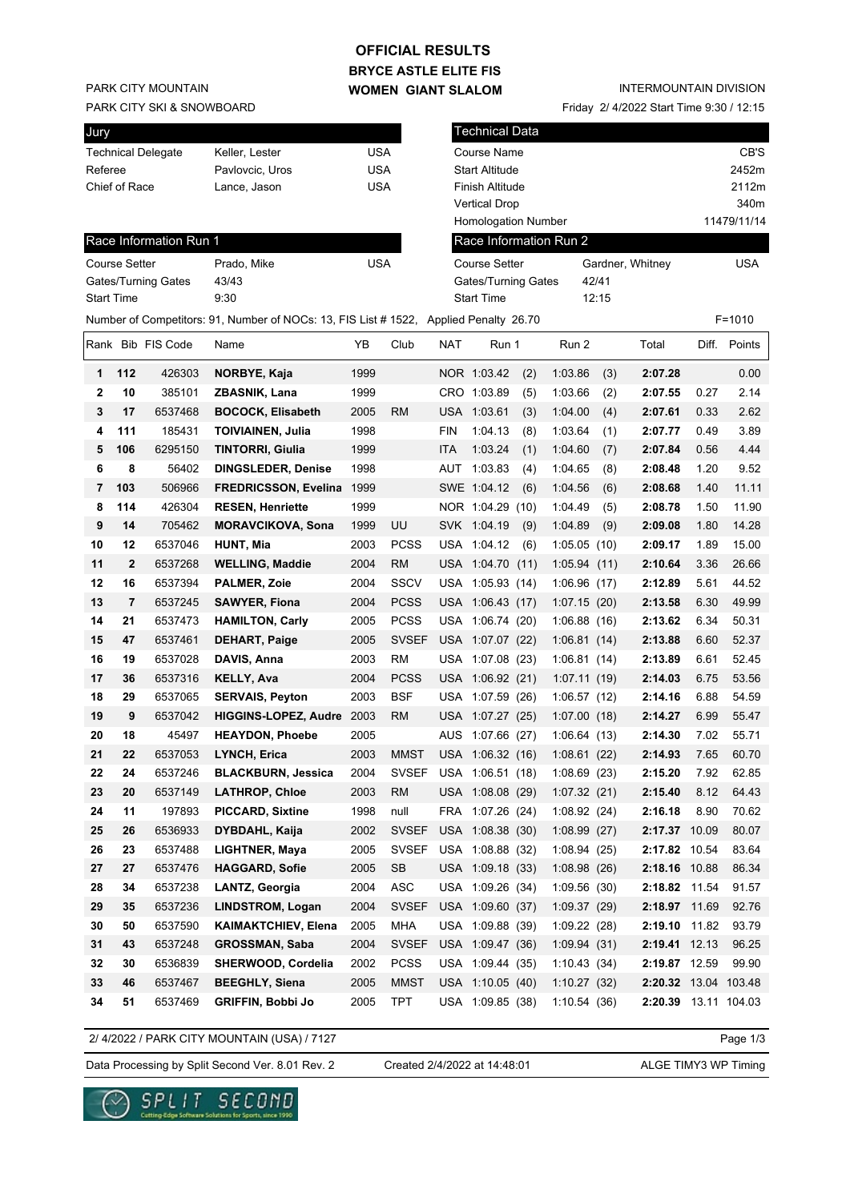# OFFICIAL RESULTS

## BRYCE ASTLE ELITE FIS

## WOMEN GIANT SLALOM

PARK CITY MOUNTAIN

PARK CITY SKI & SNOWBOARD

INTERMOUNTAIN DIVISION

Friday 2/ 4/2022 Start Time 9:30 / 12:15

| Jury | | |
|---|---|---|
| Technical Delegate | Keller, Lester | USA |
| Referee | Pavlovcic, Uros | USA |
| Chief of Race | Lance, Jason | USA |

| Technical Data | |
|---|---|
| Course Name | CB'S |
| Start Altitude | 2452m |
| Finish Altitude | 2112m |
| Vertical Drop | 340m |
| Homologation Number | 11479/11/14 |

| Race Information Run 1 | | |
|---|---|---|
| Course Setter | Prado, Mike | USA |
| Gates/Turning Gates | 43/43 | |
| Start Time | 9:30 | |

| Race Information Run 2 | | |
|---|---|---|
| Course Setter | Gardner, Whitney | USA |
| Gates/Turning Gates | 42/41 | |
| Start Time | 12:15 | |

Number of Competitors: 91, Number of NOCs: 13, FIS List # 1522, Applied Penalty 26.70 F=1010

| Rank | Bib | FIS Code | Name | YB | Club | NAT | Run 1 | Run 2 | Total | Diff. | Points |
|---|---|---|---|---|---|---|---|---|---|---|---|
| 1 | 112 | 426303 | NORBYE, Kaja | 1999 | | NOR | 1:03.42 (2) | 1:03.86 (3) | 2:07.28 | | 0.00 |
| 2 | 10 | 385101 | ZBASNIK, Lana | 1999 | | CRO | 1:03.89 (5) | 1:03.66 (2) | 2:07.55 | 0.27 | 2.14 |
| 3 | 17 | 6537468 | BOCOCK, Elisabeth | 2005 | RM | USA | 1:03.61 (3) | 1:04.00 (4) | 2:07.61 | 0.33 | 2.62 |
| 4 | 111 | 185431 | TOIVIAINEN, Julia | 1998 | | FIN | 1:04.13 (8) | 1:03.64 (1) | 2:07.77 | 0.49 | 3.89 |
| 5 | 106 | 6295150 | TINTORRI, Giulia | 1999 | | ITA | 1:03.24 (1) | 1:04.60 (7) | 2:07.84 | 0.56 | 4.44 |
| 6 | 8 | 56402 | DINGSLEDER, Denise | 1998 | | AUT | 1:03.83 (4) | 1:04.65 (8) | 2:08.48 | 1.20 | 9.52 |
| 7 | 103 | 506966 | FREDRICSSON, Evelina | 1999 | | SWE | 1:04.12 (6) | 1:04.56 (6) | 2:08.68 | 1.40 | 11.11 |
| 8 | 114 | 426304 | RESEN, Henriette | 1999 | | NOR | 1:04.29 (10) | 1:04.49 (5) | 2:08.78 | 1.50 | 11.90 |
| 9 | 14 | 705462 | MORAVCIKOVA, Sona | 1999 | UU | SVK | 1:04.19 (9) | 1:04.89 (9) | 2:09.08 | 1.80 | 14.28 |
| 10 | 12 | 6537046 | HUNT, Mia | 2003 | PCSS | USA | 1:04.12 (6) | 1:05.05 (10) | 2:09.17 | 1.89 | 15.00 |
| 11 | 2 | 6537268 | WELLING, Maddie | 2004 | RM | USA | 1:04.70 (11) | 1:05.94 (11) | 2:10.64 | 3.36 | 26.66 |
| 12 | 16 | 6537394 | PALMER, Zoie | 2004 | SSCV | USA | 1:05.93 (14) | 1:06.96 (17) | 2:12.89 | 5.61 | 44.52 |
| 13 | 7 | 6537245 | SAWYER, Fiona | 2004 | PCSS | USA | 1:06.43 (17) | 1:07.15 (20) | 2:13.58 | 6.30 | 49.99 |
| 14 | 21 | 6537473 | HAMILTON, Carly | 2005 | PCSS | USA | 1:06.74 (20) | 1:06.88 (16) | 2:13.62 | 6.34 | 50.31 |
| 15 | 47 | 6537461 | DEHART, Paige | 2005 | SVSEF | USA | 1:07.07 (22) | 1:06.81 (14) | 2:13.88 | 6.60 | 52.37 |
| 16 | 19 | 6537028 | DAVIS, Anna | 2003 | RM | USA | 1:07.08 (23) | 1:06.81 (14) | 2:13.89 | 6.61 | 52.45 |
| 17 | 36 | 6537316 | KELLY, Ava | 2004 | PCSS | USA | 1:06.92 (21) | 1:07.11 (19) | 2:14.03 | 6.75 | 53.56 |
| 18 | 29 | 6537065 | SERVAIS, Peyton | 2003 | BSF | USA | 1:07.59 (26) | 1:06.57 (12) | 2:14.16 | 6.88 | 54.59 |
| 19 | 9 | 6537042 | HIGGINS-LOPEZ, Audre | 2003 | RM | USA | 1:07.27 (25) | 1:07.00 (18) | 2:14.27 | 6.99 | 55.47 |
| 20 | 18 | 45497 | HEAYDON, Phoebe | 2005 | | AUS | 1:07.66 (27) | 1:06.64 (13) | 2:14.30 | 7.02 | 55.71 |
| 21 | 22 | 6537053 | LYNCH, Erica | 2003 | MMST | USA | 1:06.32 (16) | 1:08.61 (22) | 2:14.93 | 7.65 | 60.70 |
| 22 | 24 | 6537246 | BLACKBURN, Jessica | 2004 | SVSEF | USA | 1:06.51 (18) | 1:08.69 (23) | 2:15.20 | 7.92 | 62.85 |
| 23 | 20 | 6537149 | LATHROP, Chloe | 2003 | RM | USA | 1:08.08 (29) | 1:07.32 (21) | 2:15.40 | 8.12 | 64.43 |
| 24 | 11 | 197893 | PICCARD, Sixtine | 1998 | null | FRA | 1:07.26 (24) | 1:08.92 (24) | 2:16.18 | 8.90 | 70.62 |
| 25 | 26 | 6536933 | DYBDAHL, Kaija | 2002 | SVSEF | USA | 1:08.38 (30) | 1:08.99 (27) | 2:17.37 | 10.09 | 80.07 |
| 26 | 23 | 6537488 | LIGHTNER, Maya | 2005 | SVSEF | USA | 1:08.88 (32) | 1:08.94 (25) | 2:17.82 | 10.54 | 83.64 |
| 27 | 27 | 6537476 | HAGGARD, Sofie | 2005 | SB | USA | 1:09.18 (33) | 1:08.98 (26) | 2:18.16 | 10.88 | 86.34 |
| 28 | 34 | 6537238 | LANTZ, Georgia | 2004 | ASC | USA | 1:09.26 (34) | 1:09.56 (30) | 2:18.82 | 11.54 | 91.57 |
| 29 | 35 | 6537236 | LINDSTROM, Logan | 2004 | SVSEF | USA | 1:09.60 (37) | 1:09.37 (29) | 2:18.97 | 11.69 | 92.76 |
| 30 | 50 | 6537590 | KAIMAKTCHIEV, Elena | 2005 | MHA | USA | 1:09.88 (39) | 1:09.22 (28) | 2:19.10 | 11.82 | 93.79 |
| 31 | 43 | 6537248 | GROSSMAN, Saba | 2004 | SVSEF | USA | 1:09.47 (36) | 1:09.94 (31) | 2:19.41 | 12.13 | 96.25 |
| 32 | 30 | 6536839 | SHERWOOD, Cordelia | 2002 | PCSS | USA | 1:09.44 (35) | 1:10.43 (34) | 2:19.87 | 12.59 | 99.90 |
| 33 | 46 | 6537467 | BEEGHLY, Siena | 2005 | MMST | USA | 1:10.05 (40) | 1:10.27 (32) | 2:20.32 | 13.04 | 103.48 |
| 34 | 51 | 6537469 | GRIFFIN, Bobbi Jo | 2005 | TPT | USA | 1:09.85 (38) | 1:10.54 (36) | 2:20.39 | 13.11 | 104.03 |

2/ 4/2022 / PARK CITY MOUNTAIN (USA) / 7127

Data Processing by Split Second Ver. 8.01 Rev. 2 Created 2/4/2022 at 14:48:01 ALGE TIMY3 WP Timing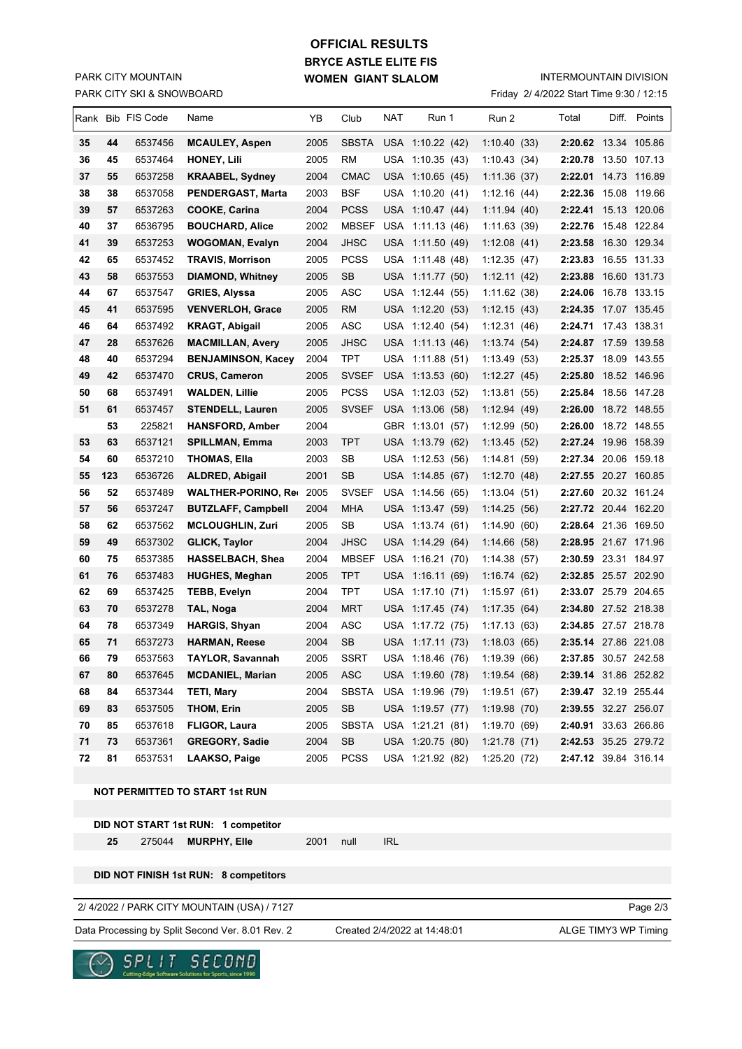# OFFICIAL RESULTS

## BRYCE ASTLE ELITE FIS

## WOMEN GIANT SLALOM

PARK CITY MOUNTAIN
PARK CITY SKI & SNOWBOARD

INTERMOUNTAIN DIVISION
Friday 2/ 4/2022 Start Time 9:30 / 12:15

| Rank | Bib | FIS Code | Name | YB | Club | NAT | Run 1 | Run 2 | Total | Diff. | Points |
|---|---|---|---|---|---|---|---|---|---|---|---|
| 35 | 44 | 6537456 | **MCAULEY, Aspen** | 2005 | SBSTA | USA | 1:10.22 (42) | 1:10.40 (33) | **2:20.62** | 13.34 | 105.86 |
| 36 | 45 | 6537464 | **HONEY, Lili** | 2005 | RM | USA | 1:10.35 (43) | 1:10.43 (34) | **2:20.78** | 13.50 | 107.13 |
| 37 | 55 | 6537258 | **KRAABEL, Sydney** | 2004 | CMAC | USA | 1:10.65 (45) | 1:11.36 (37) | **2:22.01** | 14.73 | 116.89 |
| 38 | 38 | 6537058 | **PENDERGAST, Marta** | 2003 | BSF | USA | 1:10.20 (41) | 1:12.16 (44) | **2:22.36** | 15.08 | 119.66 |
| 39 | 57 | 6537263 | **COOKE, Carina** | 2004 | PCSS | USA | 1:10.47 (44) | 1:11.94 (40) | **2:22.41** | 15.13 | 120.06 |
| 40 | 37 | 6536795 | **BOUCHARD, Alice** | 2002 | MBSEF | USA | 1:11.13 (46) | 1:11.63 (39) | **2:22.76** | 15.48 | 122.84 |
| 41 | 39 | 6537253 | **WOGOMAN, Evalyn** | 2004 | JHSC | USA | 1:11.50 (49) | 1:12.08 (41) | **2:23.58** | 16.30 | 129.34 |
| 42 | 65 | 6537452 | **TRAVIS, Morrison** | 2005 | PCSS | USA | 1:11.48 (48) | 1:12.35 (47) | **2:23.83** | 16.55 | 131.33 |
| 43 | 58 | 6537553 | **DIAMOND, Whitney** | 2005 | SB | USA | 1:11.77 (50) | 1:12.11 (42) | **2:23.88** | 16.60 | 131.73 |
| 44 | 67 | 6537547 | **GRIES, Alyssa** | 2005 | ASC | USA | 1:12.44 (55) | 1:11.62 (38) | **2:24.06** | 16.78 | 133.15 |
| 45 | 41 | 6537595 | **VENVERLOH, Grace** | 2005 | RM | USA | 1:12.20 (53) | 1:12.15 (43) | **2:24.35** | 17.07 | 135.45 |
| 46 | 64 | 6537492 | **KRAGT, Abigail** | 2005 | ASC | USA | 1:12.40 (54) | 1:12.31 (46) | **2:24.71** | 17.43 | 138.31 |
| 47 | 28 | 6537626 | **MACMILLAN, Avery** | 2005 | JHSC | USA | 1:11.13 (46) | 1:13.74 (54) | **2:24.87** | 17.59 | 139.58 |
| 48 | 40 | 6537294 | **BENJAMINSON, Kacey** | 2004 | TPT | USA | 1:11.88 (51) | 1:13.49 (53) | **2:25.37** | 18.09 | 143.55 |
| 49 | 42 | 6537470 | **CRUS, Cameron** | 2005 | SVSEF | USA | 1:13.53 (60) | 1:12.27 (45) | **2:25.80** | 18.52 | 146.96 |
| 50 | 68 | 6537491 | **WALDEN, Lillie** | 2005 | PCSS | USA | 1:12.03 (52) | 1:13.81 (55) | **2:25.84** | 18.56 | 147.28 |
| 51 | 61 | 6537457 | **STENDELL, Lauren** | 2005 | SVSEF | USA | 1:13.06 (58) | 1:12.94 (49) | **2:26.00** | 18.72 | 148.55 |
| | 53 | 225821 | **HANSFORD, Amber** | 2004 | | GBR | 1:13.01 (57) | 1:12.99 (50) | **2:26.00** | 18.72 | 148.55 |
| 53 | 63 | 6537121 | **SPILLMAN, Emma** | 2003 | TPT | USA | 1:13.79 (62) | 1:13.45 (52) | **2:27.24** | 19.96 | 158.39 |
| 54 | 60 | 6537210 | **THOMAS, Ella** | 2003 | SB | USA | 1:12.53 (56) | 1:14.81 (59) | **2:27.34** | 20.06 | 159.18 |
| 55 | 123 | 6536726 | **ALDRED, Abigail** | 2001 | SB | USA | 1:14.85 (67) | 1:12.70 (48) | **2:27.55** | 20.27 | 160.85 |
| 56 | 52 | 6537489 | **WALTHER-PORINO, Re** | 2005 | SVSEF | USA | 1:14.56 (65) | 1:13.04 (51) | **2:27.60** | 20.32 | 161.24 |
| 57 | 56 | 6537247 | **BUTZLAFF, Campbell** | 2004 | MHA | USA | 1:13.47 (59) | 1:14.25 (56) | **2:27.72** | 20.44 | 162.20 |
| 58 | 62 | 6537562 | **MCLOUGHLIN, Zuri** | 2005 | SB | USA | 1:13.74 (61) | 1:14.90 (60) | **2:28.64** | 21.36 | 169.50 |
| 59 | 49 | 6537302 | **GLICK, Taylor** | 2004 | JHSC | USA | 1:14.29 (64) | 1:14.66 (58) | **2:28.95** | 21.67 | 171.96 |
| 60 | 75 | 6537385 | **HASSELBACH, Shea** | 2004 | MBSEF | USA | 1:16.21 (70) | 1:14.38 (57) | **2:30.59** | 23.31 | 184.97 |
| 61 | 76 | 6537483 | **HUGHES, Meghan** | 2005 | TPT | USA | 1:16.11 (69) | 1:16.74 (62) | **2:32.85** | 25.57 | 202.90 |
| 62 | 69 | 6537425 | **TEBB, Evelyn** | 2004 | TPT | USA | 1:17.10 (71) | 1:15.97 (61) | **2:33.07** | 25.79 | 204.65 |
| 63 | 70 | 6537278 | **TAL, Noga** | 2004 | MRT | USA | 1:17.45 (74) | 1:17.35 (64) | **2:34.80** | 27.52 | 218.38 |
| 64 | 78 | 6537349 | **HARGIS, Shyan** | 2004 | ASC | USA | 1:17.72 (75) | 1:17.13 (63) | **2:34.85** | 27.57 | 218.78 |
| 65 | 71 | 6537273 | **HARMAN, Reese** | 2004 | SB | USA | 1:17.11 (73) | 1:18.03 (65) | **2:35.14** | 27.86 | 221.08 |
| 66 | 79 | 6537563 | **TAYLOR, Savannah** | 2005 | SSRT | USA | 1:18.46 (76) | 1:19.39 (66) | **2:37.85** | 30.57 | 242.58 |
| 67 | 80 | 6537645 | **MCDANIEL, Marian** | 2005 | ASC | USA | 1:19.60 (78) | 1:19.54 (68) | **2:39.14** | 31.86 | 252.82 |
| 68 | 84 | 6537344 | **TETI, Mary** | 2004 | SBSTA | USA | 1:19.96 (79) | 1:19.51 (67) | **2:39.47** | 32.19 | 255.44 |
| 69 | 83 | 6537505 | **THOM, Erin** | 2005 | SB | USA | 1:19.57 (77) | 1:19.98 (70) | **2:39.55** | 32.27 | 256.07 |
| 70 | 85 | 6537618 | **FLIGOR, Laura** | 2005 | SBSTA | USA | 1:21.21 (81) | 1:19.70 (69) | **2:40.91** | 33.63 | 266.86 |
| 71 | 73 | 6537361 | **GREGORY, Sadie** | 2004 | SB | USA | 1:20.75 (80) | 1:21.78 (71) | **2:42.53** | 35.25 | 279.72 |
| 72 | 81 | 6537531 | **LAAKSO, Paige** | 2005 | PCSS | USA | 1:21.92 (82) | 1:25.20 (72) | **2:47.12** | 39.84 | 316.14 |

**NOT PERMITTED TO START 1st RUN**

**DID NOT START 1st RUN: 1 competitor**

| Bib | FIS Code | Name | YB | Club | NAT |
|---|---|---|---|---|---|
| 25 | 275044 | **MURPHY, Elle** | 2001 | null | IRL |

**DID NOT FINISH 1st RUN: 8 competitors**

2/ 4/2022 / PARK CITY MOUNTAIN (USA) / 7127

Data Processing by Split Second Ver. 8.01 Rev. 2 — Created 2/4/2022 at 14:48:01 — ALGE TIMY3 WP Timing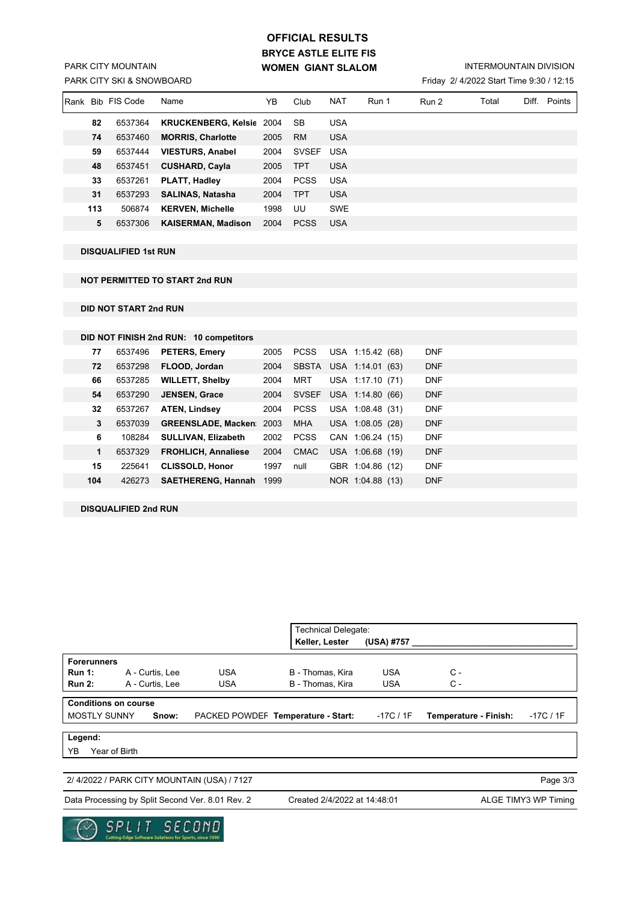# OFFICIAL RESULTS

## BRYCE ASTLE ELITE FIS

## WOMEN GIANT SLALOM

PARK CITY MOUNTAIN
PARK CITY SKI & SNOWBOARD

INTERMOUNTAIN DIVISION
Friday 2/ 4/2022 Start Time 9:30 / 12:15

| Rank | Bib | FIS Code | Name | YB | Club | NAT | Run 1 | Run 2 | Total | Diff. | Points |
|---|---|---|---|---|---|---|---|---|---|---|---|
| | 82 | 6537364 | **KRUCKENBERG, Kelsie** | 2004 | SB | USA | | | | | |
| | 74 | 6537460 | **MORRIS, Charlotte** | 2005 | RM | USA | | | | | |
| | 59 | 6537444 | **VIESTURS, Anabel** | 2004 | SVSEF | USA | | | | | |
| | 48 | 6537451 | **CUSHARD, Cayla** | 2005 | TPT | USA | | | | | |
| | 33 | 6537261 | **PLATT, Hadley** | 2004 | PCSS | USA | | | | | |
| | 31 | 6537293 | **SALINAS, Natasha** | 2004 | TPT | USA | | | | | |
| | 113 | 506874 | **KERVEN, Michelle** | 1998 | UU | SWE | | | | | |
| | 5 | 6537306 | **KAISERMAN, Madison** | 2004 | PCSS | USA | | | | | |
| | | | **DISQUALIFIED 1st RUN** | | | | | | | | |
| | | | **NOT PERMITTED TO START 2nd RUN** | | | | | | | | |
| | | | **DID NOT START 2nd RUN** | | | | | | | | |
| | | | **DID NOT FINISH 2nd RUN: 10 competitors** | | | | | | | | |
| | 77 | 6537496 | **PETERS, Emery** | 2005 | PCSS | USA | 1:15.42 (68) | DNF | | | |
| | 72 | 6537298 | **FLOOD, Jordan** | 2004 | SBSTA | USA | 1:14.01 (63) | DNF | | | |
| | 66 | 6537285 | **WILLETT, Shelby** | 2004 | MRT | USA | 1:17.10 (71) | DNF | | | |
| | 54 | 6537290 | **JENSEN, Grace** | 2004 | SVSEF | USA | 1:14.80 (66) | DNF | | | |
| | 32 | 6537267 | **ATEN, Lindsey** | 2004 | PCSS | USA | 1:08.48 (31) | DNF | | | |
| | 3 | 6537039 | **GREENSLADE, Macken:** | 2003 | MHA | USA | 1:08.05 (28) | DNF | | | |
| | 6 | 108284 | **SULLIVAN, Elizabeth** | 2002 | PCSS | CAN | 1:06.24 (15) | DNF | | | |
| | 1 | 6537329 | **FROHLICH, Annaliese** | 2004 | CMAC | USA | 1:06.68 (19) | DNF | | | |
| | 15 | 225641 | **CLISSOLD, Honor** | 1997 | null | GBR | 1:04.86 (12) | DNF | | | |
| | 104 | 426273 | **SAETHERENG, Hannah** | 1999 | | NOR | 1:04.88 (13) | DNF | | | |
| | | | **DISQUALIFIED 2nd RUN** | | | | | | | | |

Technical Delegate:
**Keller, Lester** **(USA) #757**

| **Forerunners** | | | | | |
|---|---|---|---|---|---|
| **Run 1:** | A - Curtis, Lee | USA | B - Thomas, Kira | USA | C - |
| **Run 2:** | A - Curtis, Lee | USA | B - Thomas, Kira | USA | C - |

**Conditions on course**
MOSTLY SUNNY **Snow:** PACKED POWDEF **Temperature - Start:** -17C / 1F **Temperature - Finish:** -17C / 1F

**Legend:**
YB Year of Birth

2/ 4/2022 / PARK CITY MOUNTAIN (USA) / 7127

Data Processing by Split Second Ver. 8.01 Rev. 2 Created 2/4/2022 at 14:48:01 ALGE TIMY3 WP Timing